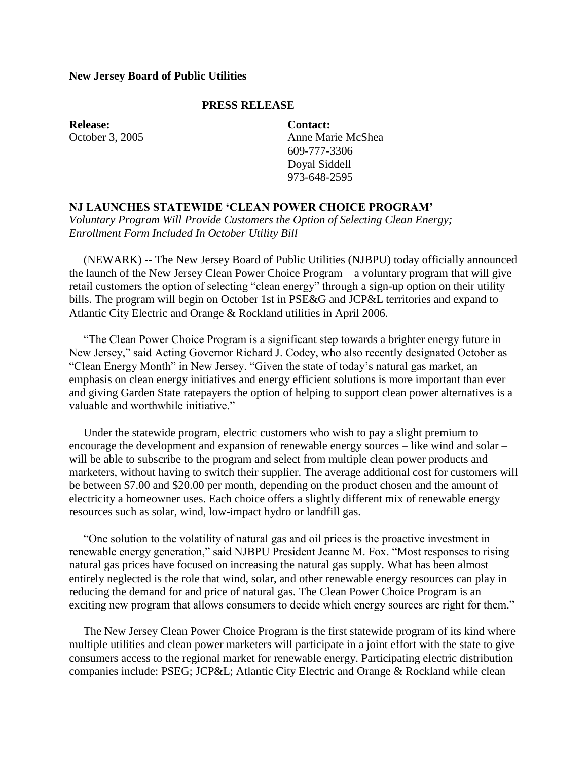**New Jersey Board of Public Utilities**

**PRESS RELEASE**

**Release:**
October 3, 2005

**Contact:**
Anne Marie McShea
609-777-3306
Doyal Siddell
973-648-2595

**NJ LAUNCHES STATEWIDE 'CLEAN POWER CHOICE PROGRAM'**

*Voluntary Program Will Provide Customers the Option of Selecting Clean Energy; Enrollment Form Included In October Utility Bill*

(NEWARK) -- The New Jersey Board of Public Utilities (NJBPU) today officially announced the launch of the New Jersey Clean Power Choice Program – a voluntary program that will give retail customers the option of selecting "clean energy" through a sign-up option on their utility bills. The program will begin on October 1st in PSE&G and JCP&L territories and expand to Atlantic City Electric and Orange & Rockland utilities in April 2006.

"The Clean Power Choice Program is a significant step towards a brighter energy future in New Jersey," said Acting Governor Richard J. Codey, who also recently designated October as "Clean Energy Month" in New Jersey. "Given the state of today's natural gas market, an emphasis on clean energy initiatives and energy efficient solutions is more important than ever and giving Garden State ratepayers the option of helping to support clean power alternatives is a valuable and worthwhile initiative."

Under the statewide program, electric customers who wish to pay a slight premium to encourage the development and expansion of renewable energy sources – like wind and solar – will be able to subscribe to the program and select from multiple clean power products and marketers, without having to switch their supplier. The average additional cost for customers will be between $7.00 and $20.00 per month, depending on the product chosen and the amount of electricity a homeowner uses. Each choice offers a slightly different mix of renewable energy resources such as solar, wind, low-impact hydro or landfill gas.

"One solution to the volatility of natural gas and oil prices is the proactive investment in renewable energy generation," said NJBPU President Jeanne M. Fox. "Most responses to rising natural gas prices have focused on increasing the natural gas supply. What has been almost entirely neglected is the role that wind, solar, and other renewable energy resources can play in reducing the demand for and price of natural gas. The Clean Power Choice Program is an exciting new program that allows consumers to decide which energy sources are right for them."

The New Jersey Clean Power Choice Program is the first statewide program of its kind where multiple utilities and clean power marketers will participate in a joint effort with the state to give consumers access to the regional market for renewable energy. Participating electric distribution companies include: PSEG; JCP&L; Atlantic City Electric and Orange & Rockland while clean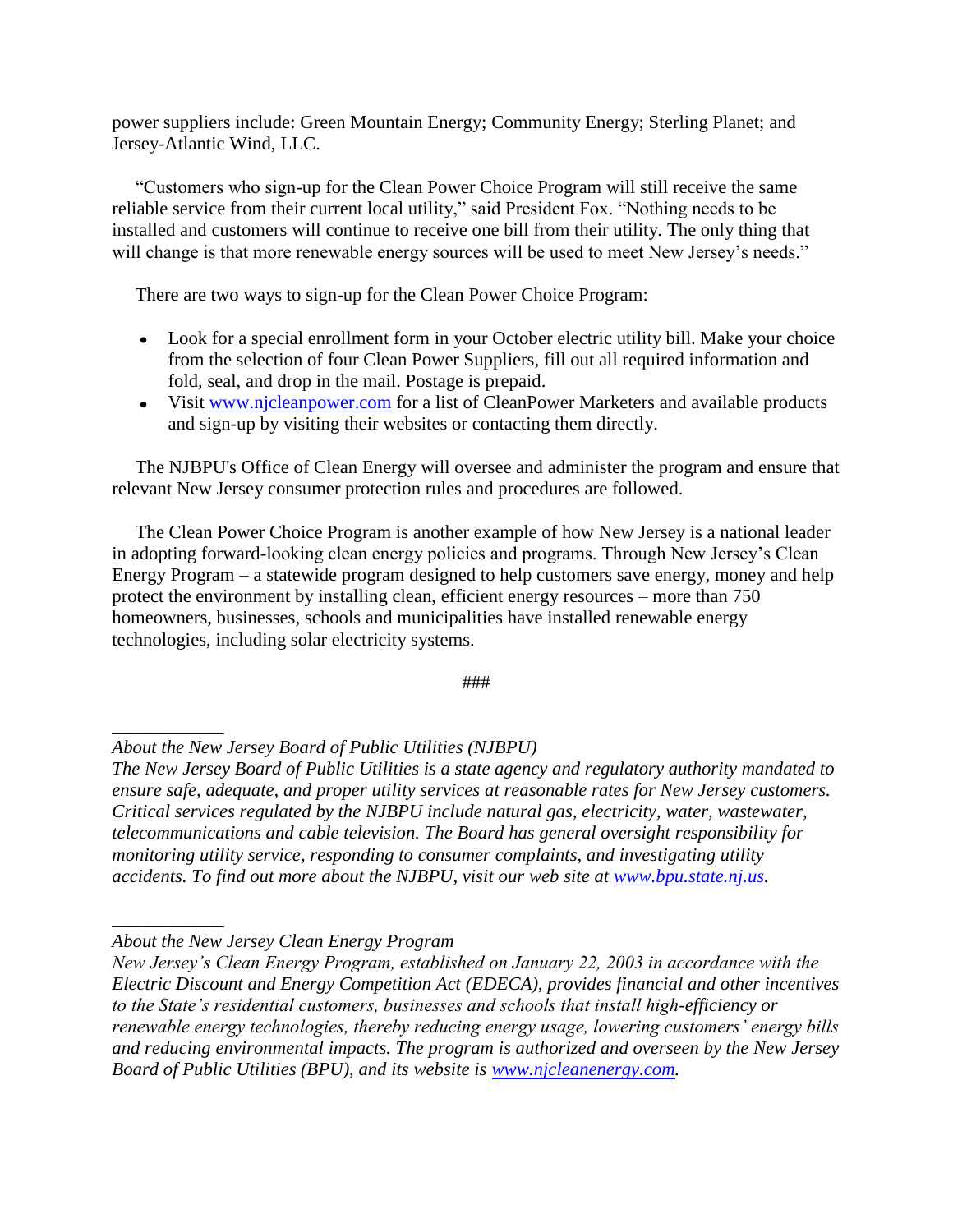power suppliers include: Green Mountain Energy; Community Energy; Sterling Planet; and Jersey-Atlantic Wind, LLC.

"Customers who sign-up for the Clean Power Choice Program will still receive the same reliable service from their current local utility," said President Fox. "Nothing needs to be installed and customers will continue to receive one bill from their utility. The only thing that will change is that more renewable energy sources will be used to meet New Jersey's needs."

There are two ways to sign-up for the Clean Power Choice Program:

- Look for a special enrollment form in your October electric utility bill. Make your choice from the selection of four Clean Power Suppliers, fill out all required information and fold, seal, and drop in the mail. Postage is prepaid.
- Visit [www.njcleanpower.com](http://www.njcleanpower.com) for a list of CleanPower Marketers and available products and sign-up by visiting their websites or contacting them directly.

The NJBPU's Office of Clean Energy will oversee and administer the program and ensure that relevant New Jersey consumer protection rules and procedures are followed.

The Clean Power Choice Program is another example of how New Jersey is a national leader in adopting forward-looking clean energy policies and programs. Through New Jersey's Clean Energy Program – a statewide program designed to help customers save energy, money and help protect the environment by installing clean, efficient energy resources – more than 750 homeowners, businesses, schools and municipalities have installed renewable energy technologies, including solar electricity systems.

###

---

*About the New Jersey Board of Public Utilities (NJBPU)*
*The New Jersey Board of Public Utilities is a state agency and regulatory authority mandated to ensure safe, adequate, and proper utility services at reasonable rates for New Jersey customers. Critical services regulated by the NJBPU include natural gas, electricity, water, wastewater, telecommunications and cable television. The Board has general oversight responsibility for monitoring utility service, responding to consumer complaints, and investigating utility accidents. To find out more about the NJBPU, visit our web site at [www.bpu.state.nj.us](http://www.bpu.state.nj.us).*

---

*About the New Jersey Clean Energy Program*
*New Jersey's Clean Energy Program, established on January 22, 2003 in accordance with the Electric Discount and Energy Competition Act (EDECA), provides financial and other incentives to the State's residential customers, businesses and schools that install high-efficiency or renewable energy technologies, thereby reducing energy usage, lowering customers' energy bills and reducing environmental impacts. The program is authorized and overseen by the New Jersey Board of Public Utilities (BPU), and its website is [www.njcleanenergy.com](http://www.njcleanenergy.com).*